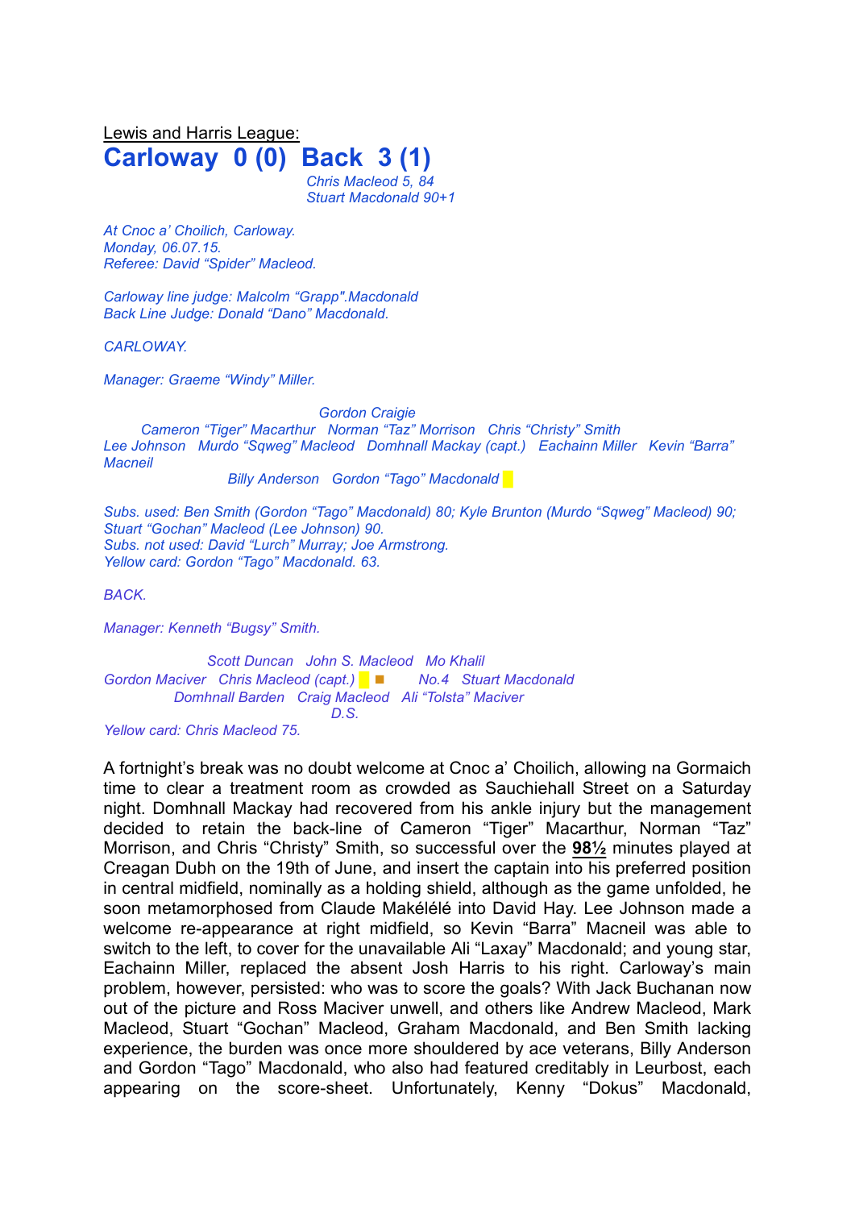Lewis and Harris League:

# Carloway 0 (0) Back 3 (1)

*Chris Macleod 5, 84*
*Stuart Macdonald 90+1*

*At Cnoc a' Choilich, Carloway.*
*Monday, 06.07.15.*
*Referee: David "Spider" Macleod.*

*Carloway line judge: Malcolm "Grapp".Macdonald*
*Back Line Judge: Donald "Dano" Macdonald.*

*CARLOWAY.*

*Manager: Graeme "Windy" Miller.*

*Gordon Craigie*
*Cameron "Tiger" Macarthur Norman "Taz" Morrison Chris "Christy" Smith*
*Lee Johnson Murdo "Sqweg" Macleod Domhnall Mackay (capt.) Eachainn Miller Kevin "Barra" Macneil*
*Billy Anderson Gordon "Tago" Macdonald*

*Subs. used: Ben Smith (Gordon "Tago" Macdonald) 80; Kyle Brunton (Murdo "Sqweg" Macleod) 90; Stuart "Gochan" Macleod (Lee Johnson) 90.*
*Subs. not used: David "Lurch" Murray; Joe Armstrong.*
*Yellow card: Gordon "Tago" Macdonald. 63.*

*BACK.*

*Manager: Kenneth "Bugsy" Smith.*

*Scott Duncan John S. Macleod Mo Khalil*
*Gordon Maciver Chris Macleod (capt.) No.4 Stuart Macdonald*
*Domhnall Barden Craig Macleod Ali "Tolsta" Maciver*
*D.S.*
*Yellow card: Chris Macleod 75.*

A fortnight's break was no doubt welcome at Cnoc a' Choilich, allowing na Gormaich time to clear a treatment room as crowded as Sauchiehall Street on a Saturday night. Domhnall Mackay had recovered from his ankle injury but the management decided to retain the back-line of Cameron "Tiger" Macarthur, Norman "Taz" Morrison, and Chris "Christy" Smith, so successful over the **98½** minutes played at Creagan Dubh on the 19th of June, and insert the captain into his preferred position in central midfield, nominally as a holding shield, although as the game unfolded, he soon metamorphosed from Claude Makélélé into David Hay. Lee Johnson made a welcome re-appearance at right midfield, so Kevin "Barra" Macneil was able to switch to the left, to cover for the unavailable Ali "Laxay" Macdonald; and young star, Eachainn Miller, replaced the absent Josh Harris to his right. Carloway's main problem, however, persisted: who was to score the goals? With Jack Buchanan now out of the picture and Ross Maciver unwell, and others like Andrew Macleod, Mark Macleod, Stuart "Gochan" Macleod, Graham Macdonald, and Ben Smith lacking experience, the burden was once more shouldered by ace veterans, Billy Anderson and Gordon "Tago" Macdonald, who also had featured creditably in Leurbost, each appearing on the score-sheet. Unfortunately, Kenny "Dokus" Macdonald,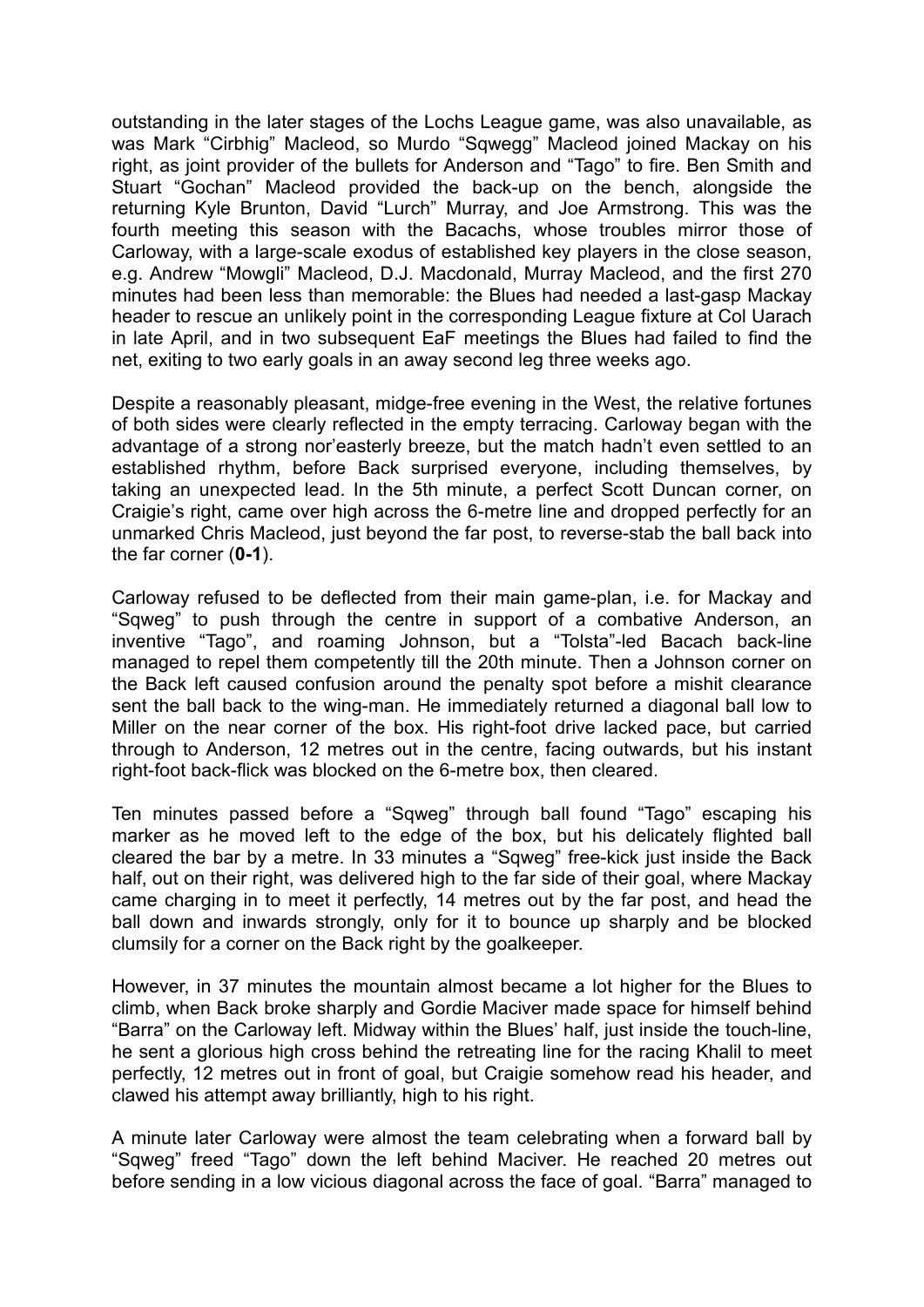outstanding in the later stages of the Lochs League game, was also unavailable, as was Mark "Cirbhig" Macleod, so Murdo "Sqwegg" Macleod joined Mackay on his right, as joint provider of the bullets for Anderson and "Tago" to fire. Ben Smith and Stuart "Gochan" Macleod provided the back-up on the bench, alongside the returning Kyle Brunton, David "Lurch" Murray, and Joe Armstrong. This was the fourth meeting this season with the Bacachs, whose troubles mirror those of Carloway, with a large-scale exodus of established key players in the close season, e.g. Andrew "Mowgli" Macleod, D.J. Macdonald, Murray Macleod, and the first 270 minutes had been less than memorable: the Blues had needed a last-gasp Mackay header to rescue an unlikely point in the corresponding League fixture at Col Uarach in late April, and in two subsequent EaF meetings the Blues had failed to find the net, exiting to two early goals in an away second leg three weeks ago.

Despite a reasonably pleasant, midge-free evening in the West, the relative fortunes of both sides were clearly reflected in the empty terracing. Carloway began with the advantage of a strong nor'easterly breeze, but the match hadn't even settled to an established rhythm, before Back surprised everyone, including themselves, by taking an unexpected lead. In the 5th minute, a perfect Scott Duncan corner, on Craigie's right, came over high across the 6-metre line and dropped perfectly for an unmarked Chris Macleod, just beyond the far post, to reverse-stab the ball back into the far corner (**0-1**).

Carloway refused to be deflected from their main game-plan, i.e. for Mackay and "Sqweg" to push through the centre in support of a combative Anderson, an inventive "Tago", and roaming Johnson, but a "Tolsta"-led Bacach back-line managed to repel them competently till the 20th minute. Then a Johnson corner on the Back left caused confusion around the penalty spot before a mishit clearance sent the ball back to the wing-man. He immediately returned a diagonal ball low to Miller on the near corner of the box. His right-foot drive lacked pace, but carried through to Anderson, 12 metres out in the centre, facing outwards, but his instant right-foot back-flick was blocked on the 6-metre box, then cleared.

Ten minutes passed before a "Sqweg" through ball found "Tago" escaping his marker as he moved left to the edge of the box, but his delicately flighted ball cleared the bar by a metre. In 33 minutes a "Sqweg" free-kick just inside the Back half, out on their right, was delivered high to the far side of their goal, where Mackay came charging in to meet it perfectly, 14 metres out by the far post, and head the ball down and inwards strongly, only for it to bounce up sharply and be blocked clumsily for a corner on the Back right by the goalkeeper.

However, in 37 minutes the mountain almost became a lot higher for the Blues to climb, when Back broke sharply and Gordie Maciver made space for himself behind "Barra" on the Carloway left. Midway within the Blues' half, just inside the touch-line, he sent a glorious high cross behind the retreating line for the racing Khalil to meet perfectly, 12 metres out in front of goal, but Craigie somehow read his header, and clawed his attempt away brilliantly, high to his right.

A minute later Carloway were almost the team celebrating when a forward ball by "Sqweg" freed "Tago" down the left behind Maciver. He reached 20 metres out before sending in a low vicious diagonal across the face of goal. "Barra" managed to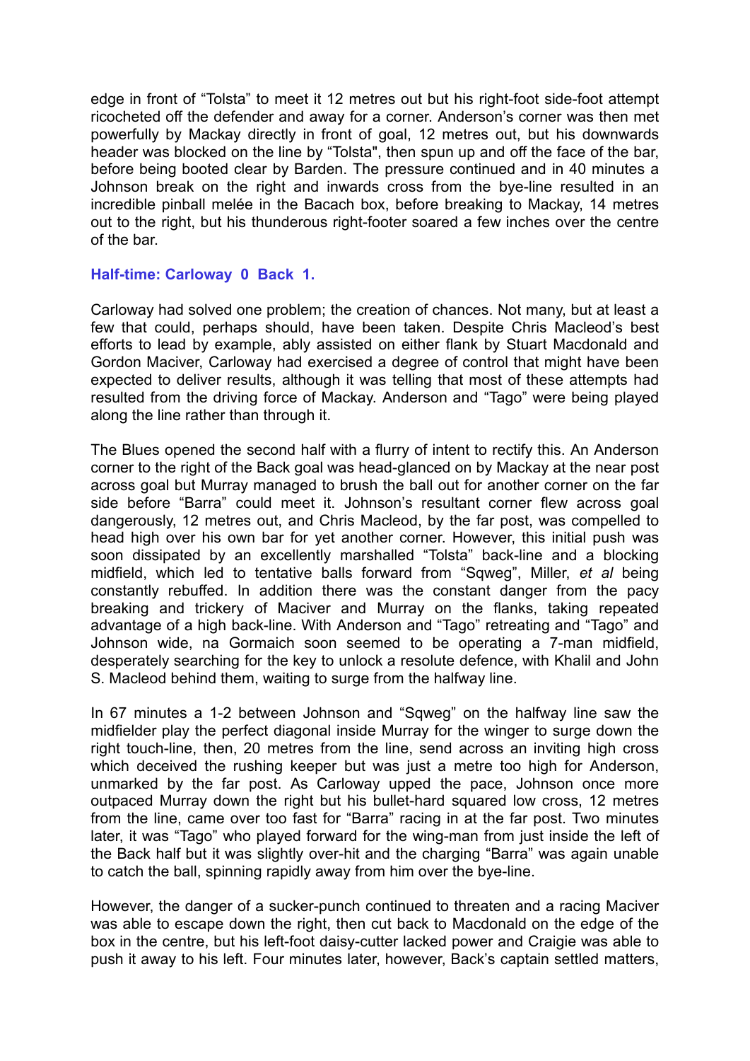edge in front of "Tolsta" to meet it 12 metres out but his right-foot side-foot attempt ricocheted off the defender and away for a corner. Anderson's corner was then met powerfully by Mackay directly in front of goal, 12 metres out, but his downwards header was blocked on the line by "Tolsta", then spun up and off the face of the bar, before being booted clear by Barden. The pressure continued and in 40 minutes a Johnson break on the right and inwards cross from the bye-line resulted in an incredible pinball melée in the Bacach box, before breaking to Mackay, 14 metres out to the right, but his thunderous right-footer soared a few inches over the centre of the bar.

**Half-time: Carloway 0 Back 1.**

Carloway had solved one problem; the creation of chances. Not many, but at least a few that could, perhaps should, have been taken. Despite Chris Macleod's best efforts to lead by example, ably assisted on either flank by Stuart Macdonald and Gordon Maciver, Carloway had exercised a degree of control that might have been expected to deliver results, although it was telling that most of these attempts had resulted from the driving force of Mackay. Anderson and "Tago" were being played along the line rather than through it.

The Blues opened the second half with a flurry of intent to rectify this. An Anderson corner to the right of the Back goal was head-glanced on by Mackay at the near post across goal but Murray managed to brush the ball out for another corner on the far side before "Barra" could meet it. Johnson's resultant corner flew across goal dangerously, 12 metres out, and Chris Macleod, by the far post, was compelled to head high over his own bar for yet another corner. However, this initial push was soon dissipated by an excellently marshalled "Tolsta" back-line and a blocking midfield, which led to tentative balls forward from "Sqweg", Miller, *et al* being constantly rebuffed. In addition there was the constant danger from the pacy breaking and trickery of Maciver and Murray on the flanks, taking repeated advantage of a high back-line. With Anderson and "Tago" retreating and "Tago" and Johnson wide, na Gormaich soon seemed to be operating a 7-man midfield, desperately searching for the key to unlock a resolute defence, with Khalil and John S. Macleod behind them, waiting to surge from the halfway line.

In 67 minutes a 1-2 between Johnson and "Sqweg" on the halfway line saw the midfielder play the perfect diagonal inside Murray for the winger to surge down the right touch-line, then, 20 metres from the line, send across an inviting high cross which deceived the rushing keeper but was just a metre too high for Anderson, unmarked by the far post. As Carloway upped the pace, Johnson once more outpaced Murray down the right but his bullet-hard squared low cross, 12 metres from the line, came over too fast for "Barra" racing in at the far post. Two minutes later, it was "Tago" who played forward for the wing-man from just inside the left of the Back half but it was slightly over-hit and the charging "Barra" was again unable to catch the ball, spinning rapidly away from him over the bye-line.

However, the danger of a sucker-punch continued to threaten and a racing Maciver was able to escape down the right, then cut back to Macdonald on the edge of the box in the centre, but his left-foot daisy-cutter lacked power and Craigie was able to push it away to his left. Four minutes later, however, Back's captain settled matters,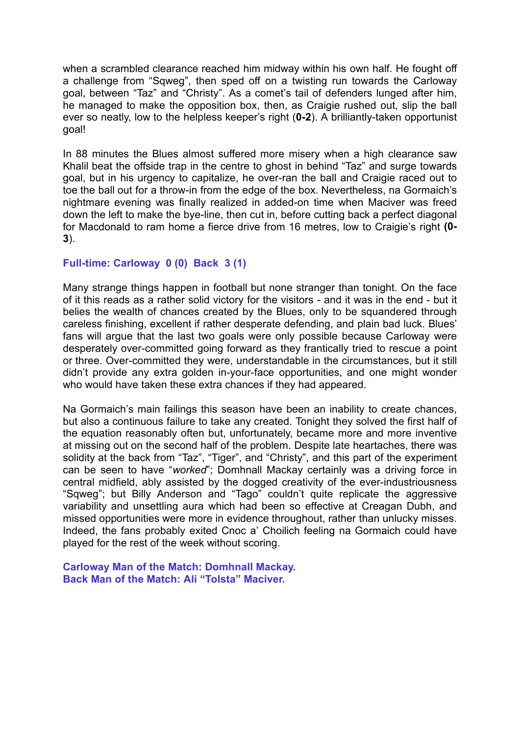when a scrambled clearance reached him midway within his own half. He fought off a challenge from "Sqweg", then sped off on a twisting run towards the Carloway goal, between "Taz" and "Christy". As a comet's tail of defenders lunged after him, he managed to make the opposition box, then, as Craigie rushed out, slip the ball ever so neatly, low to the helpless keeper's right (**0-2**). A brilliantly-taken opportunist goal!

In 88 minutes the Blues almost suffered more misery when a high clearance saw Khalil beat the offside trap in the centre to ghost in behind "Taz" and surge towards goal, but in his urgency to capitalize, he over-ran the ball and Craigie raced out to toe the ball out for a throw-in from the edge of the box. Nevertheless, na Gormaich's nightmare evening was finally realized in added-on time when Maciver was freed down the left to make the bye-line, then cut in, before cutting back a perfect diagonal for Macdonald to ram home a fierce drive from 16 metres, low to Craigie's right **(0-3**).

**Full-time: Carloway 0 (0) Back 3 (1)**

Many strange things happen in football but none stranger than tonight. On the face of it this reads as a rather solid victory for the visitors - and it was in the end - but it belies the wealth of chances created by the Blues, only to be squandered through careless finishing, excellent if rather desperate defending, and plain bad luck. Blues' fans will argue that the last two goals were only possible because Carloway were desperately over-committed going forward as they frantically tried to rescue a point or three. Over-committed they were, understandable in the circumstances, but it still didn't provide any extra golden in-your-face opportunities, and one might wonder who would have taken these extra chances if they had appeared.

Na Gormaich's main failings this season have been an inability to create chances, but also a continuous failure to take any created. Tonight they solved the first half of the equation reasonably often but, unfortunately, became more and more inventive at missing out on the second half of the problem. Despite late heartaches, there was solidity at the back from "Taz", "Tiger", and "Christy", and this part of the experiment can be seen to have "*worked*"; Domhnall Mackay certainly was a driving force in central midfield, ably assisted by the dogged creativity of the ever-industriousness "Sqweg"; but Billy Anderson and "Tago" couldn't quite replicate the aggressive variability and unsettling aura which had been so effective at Creagan Dubh, and missed opportunities were more in evidence throughout, rather than unlucky misses. Indeed, the fans probably exited Cnoc a' Choilich feeling na Gormaich could have played for the rest of the week without scoring.

**Carloway Man of the Match: Domhnall Mackay.**
**Back Man of the Match: Ali "Tolsta" Maciver.**